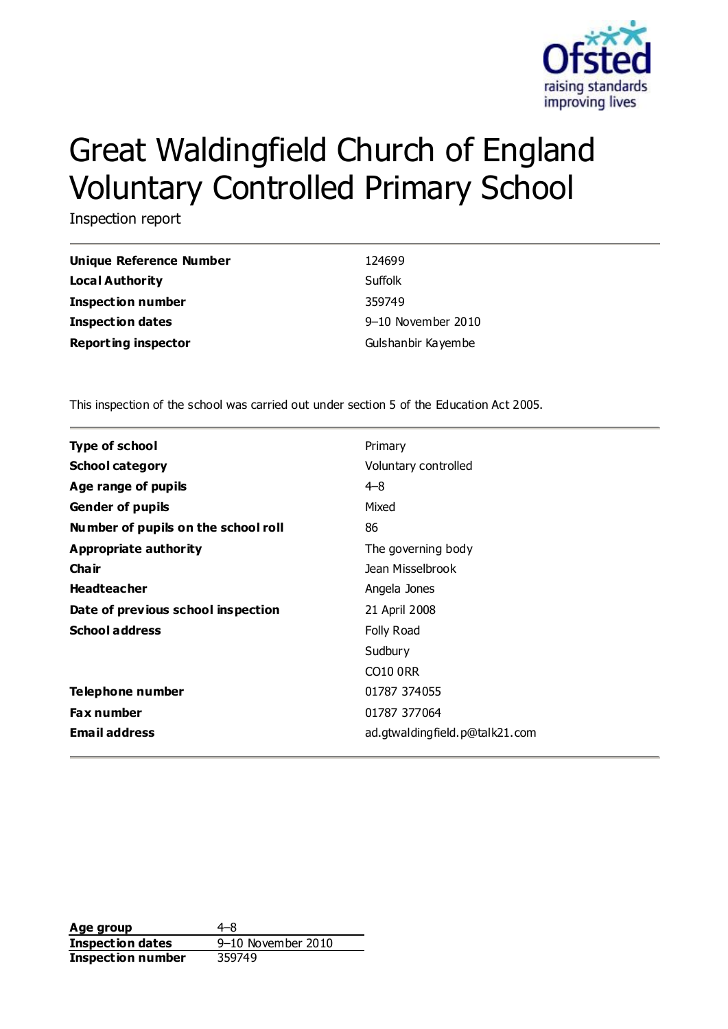# Great Waldingfield Church of England Voluntary Controlled Primary School

Inspection report

| | |
|---|---|
| **Unique Reference Number** | 124699 |
| **Local Authority** | Suffolk |
| **Inspection number** | 359749 |
| **Inspection dates** | 9–10 November 2010 |
| **Reporting inspector** | Gulshanbir Kayembe |

This inspection of the school was carried out under section 5 of the Education Act 2005.

| | |
|---|---|
| **Type of school** | Primary |
| **School category** | Voluntary controlled |
| **Age range of pupils** | 4–8 |
| **Gender of pupils** | Mixed |
| **Number of pupils on the school roll** | 86 |
| **Appropriate authority** | The governing body |
| **Chair** | Jean Misselbrook |
| **Headteacher** | Angela Jones |
| **Date of previous school inspection** | 21 April 2008 |
| **School address** | Folly Road<br>Sudbury<br>CO10 0RR |
| **Telephone number** | 01787 374055 |
| **Fax number** | 01787 377064 |
| **Email address** | ad.gtwaldingfield.p@talk21.com |

| | |
|---|---|
| **Age group** | 4–8 |
| **Inspection dates** | 9–10 November 2010 |
| **Inspection number** | 359749 |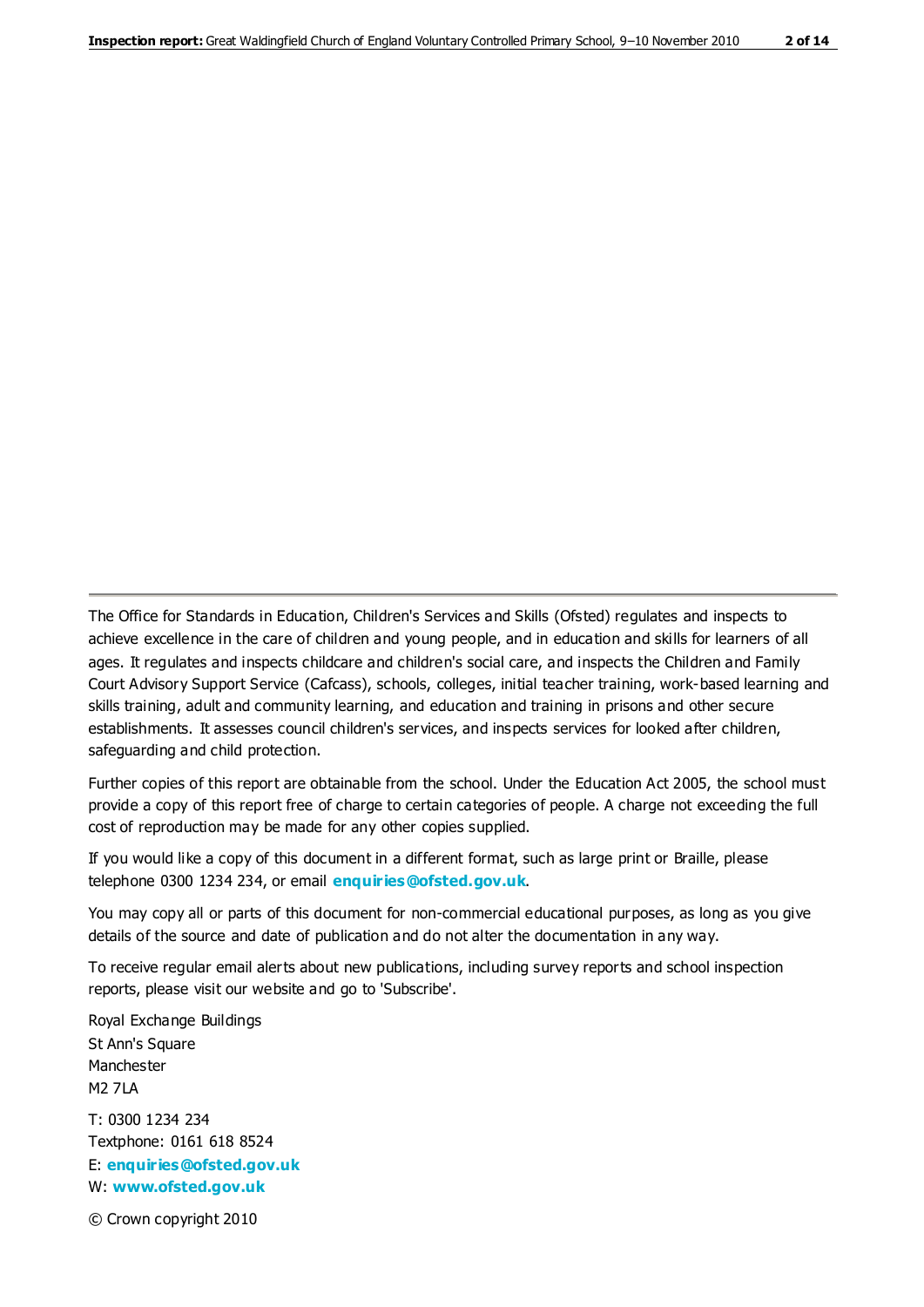The Office for Standards in Education, Children's Services and Skills (Ofsted) regulates and inspects to achieve excellence in the care of children and young people, and in education and skills for learners of all ages. It regulates and inspects childcare and children's social care, and inspects the Children and Family Court Advisory Support Service (Cafcass), schools, colleges, initial teacher training, work-based learning and skills training, adult and community learning, and education and training in prisons and other secure establishments. It assesses council children's services, and inspects services for looked after children, safeguarding and child protection.

Further copies of this report are obtainable from the school. Under the Education Act 2005, the school must provide a copy of this report free of charge to certain categories of people. A charge not exceeding the full cost of reproduction may be made for any other copies supplied.

If you would like a copy of this document in a different format, such as large print or Braille, please telephone 0300 1234 234, or email **enquiries@ofsted.gov.uk**.

You may copy all or parts of this document for non-commercial educational purposes, as long as you give details of the source and date of publication and do not alter the documentation in any way.

To receive regular email alerts about new publications, including survey reports and school inspection reports, please visit our website and go to 'Subscribe'.

Royal Exchange Buildings
St Ann's Square
Manchester
M2 7LA

T: 0300 1234 234
Textphone: 0161 618 8524
E: **enquiries@ofsted.gov.uk**
W: **www.ofsted.gov.uk**

© Crown copyright 2010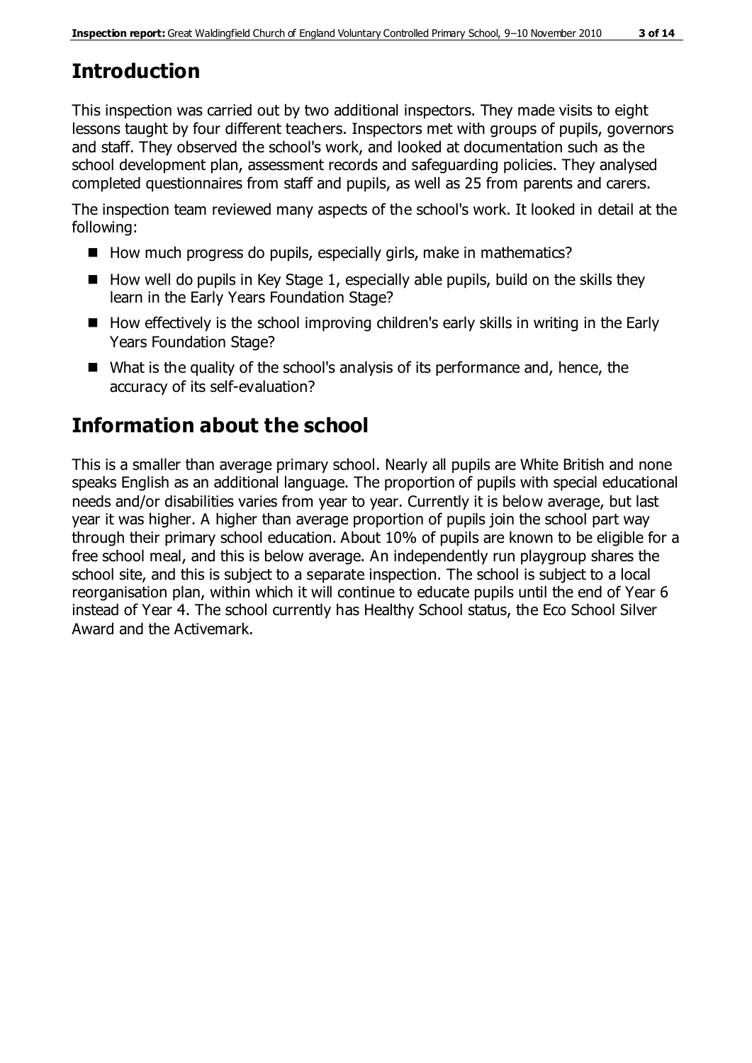## Introduction

This inspection was carried out by two additional inspectors. They made visits to eight lessons taught by four different teachers. Inspectors met with groups of pupils, governors and staff. They observed the school's work, and looked at documentation such as the school development plan, assessment records and safeguarding policies. They analysed completed questionnaires from staff and pupils, as well as 25 from parents and carers.

The inspection team reviewed many aspects of the school's work. It looked in detail at the following:

- How much progress do pupils, especially girls, make in mathematics?
- How well do pupils in Key Stage 1, especially able pupils, build on the skills they learn in the Early Years Foundation Stage?
- How effectively is the school improving children's early skills in writing in the Early Years Foundation Stage?
- What is the quality of the school's analysis of its performance and, hence, the accuracy of its self-evaluation?

## Information about the school

This is a smaller than average primary school. Nearly all pupils are White British and none speaks English as an additional language. The proportion of pupils with special educational needs and/or disabilities varies from year to year. Currently it is below average, but last year it was higher. A higher than average proportion of pupils join the school part way through their primary school education. About 10% of pupils are known to be eligible for a free school meal, and this is below average. An independently run playgroup shares the school site, and this is subject to a separate inspection. The school is subject to a local reorganisation plan, within which it will continue to educate pupils until the end of Year 6 instead of Year 4. The school currently has Healthy School status, the Eco School Silver Award and the Activemark.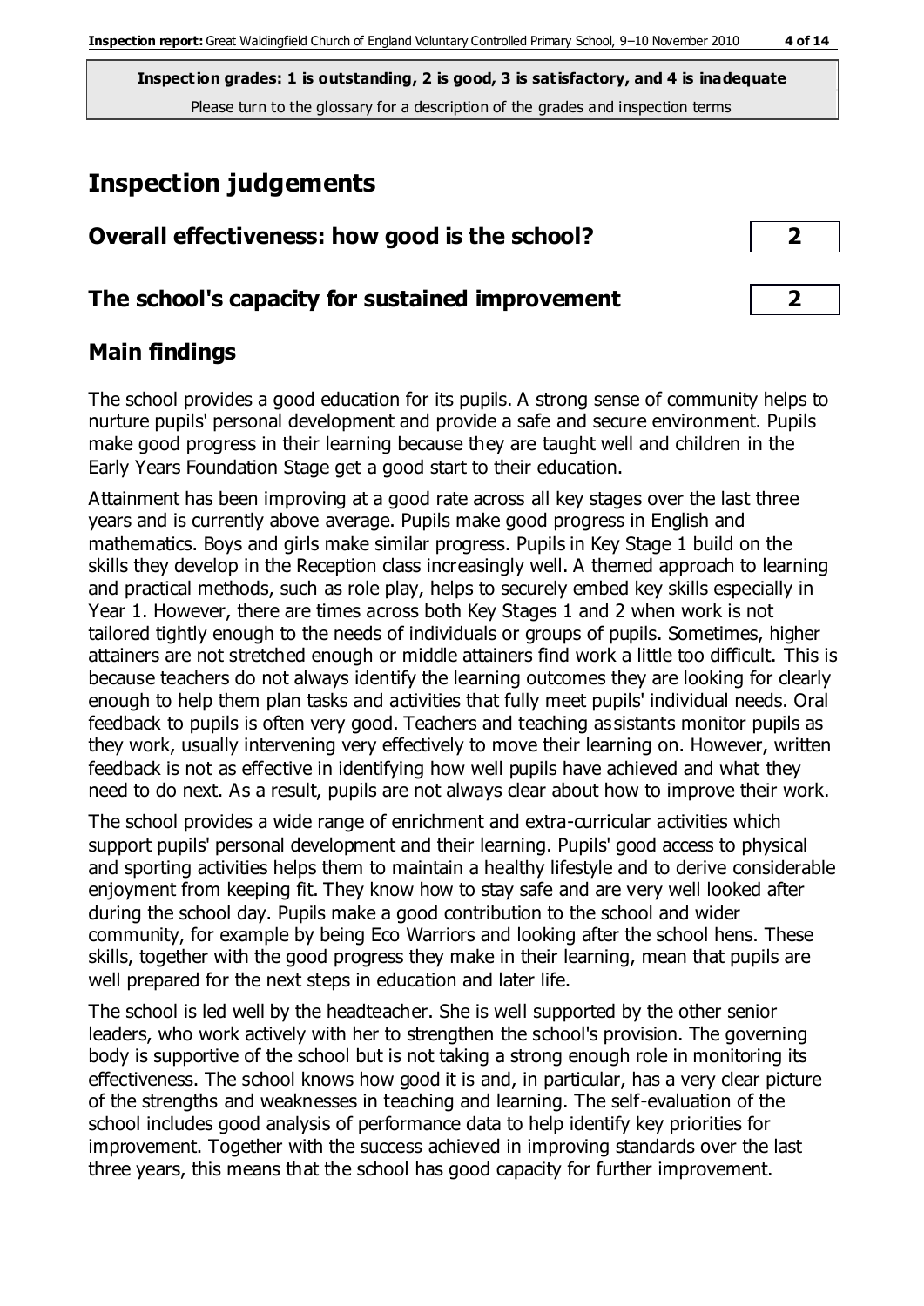**Inspection grades: 1 is outstanding, 2 is good, 3 is satisfactory, and 4 is inadequate**
Please turn to the glossary for a description of the grades and inspection terms

# Inspection judgements

## Overall effectiveness: how good is the school? 2

## The school's capacity for sustained improvement 2

## Main findings

The school provides a good education for its pupils. A strong sense of community helps to nurture pupils' personal development and provide a safe and secure environment. Pupils make good progress in their learning because they are taught well and children in the Early Years Foundation Stage get a good start to their education.

Attainment has been improving at a good rate across all key stages over the last three years and is currently above average. Pupils make good progress in English and mathematics. Boys and girls make similar progress. Pupils in Key Stage 1 build on the skills they develop in the Reception class increasingly well. A themed approach to learning and practical methods, such as role play, helps to securely embed key skills especially in Year 1. However, there are times across both Key Stages 1 and 2 when work is not tailored tightly enough to the needs of individuals or groups of pupils. Sometimes, higher attainers are not stretched enough or middle attainers find work a little too difficult. This is because teachers do not always identify the learning outcomes they are looking for clearly enough to help them plan tasks and activities that fully meet pupils' individual needs. Oral feedback to pupils is often very good. Teachers and teaching assistants monitor pupils as they work, usually intervening very effectively to move their learning on. However, written feedback is not as effective in identifying how well pupils have achieved and what they need to do next. As a result, pupils are not always clear about how to improve their work.

The school provides a wide range of enrichment and extra-curricular activities which support pupils' personal development and their learning. Pupils' good access to physical and sporting activities helps them to maintain a healthy lifestyle and to derive considerable enjoyment from keeping fit. They know how to stay safe and are very well looked after during the school day. Pupils make a good contribution to the school and wider community, for example by being Eco Warriors and looking after the school hens. These skills, together with the good progress they make in their learning, mean that pupils are well prepared for the next steps in education and later life.

The school is led well by the headteacher. She is well supported by the other senior leaders, who work actively with her to strengthen the school's provision. The governing body is supportive of the school but is not taking a strong enough role in monitoring its effectiveness. The school knows how good it is and, in particular, has a very clear picture of the strengths and weaknesses in teaching and learning. The self-evaluation of the school includes good analysis of performance data to help identify key priorities for improvement. Together with the success achieved in improving standards over the last three years, this means that the school has good capacity for further improvement.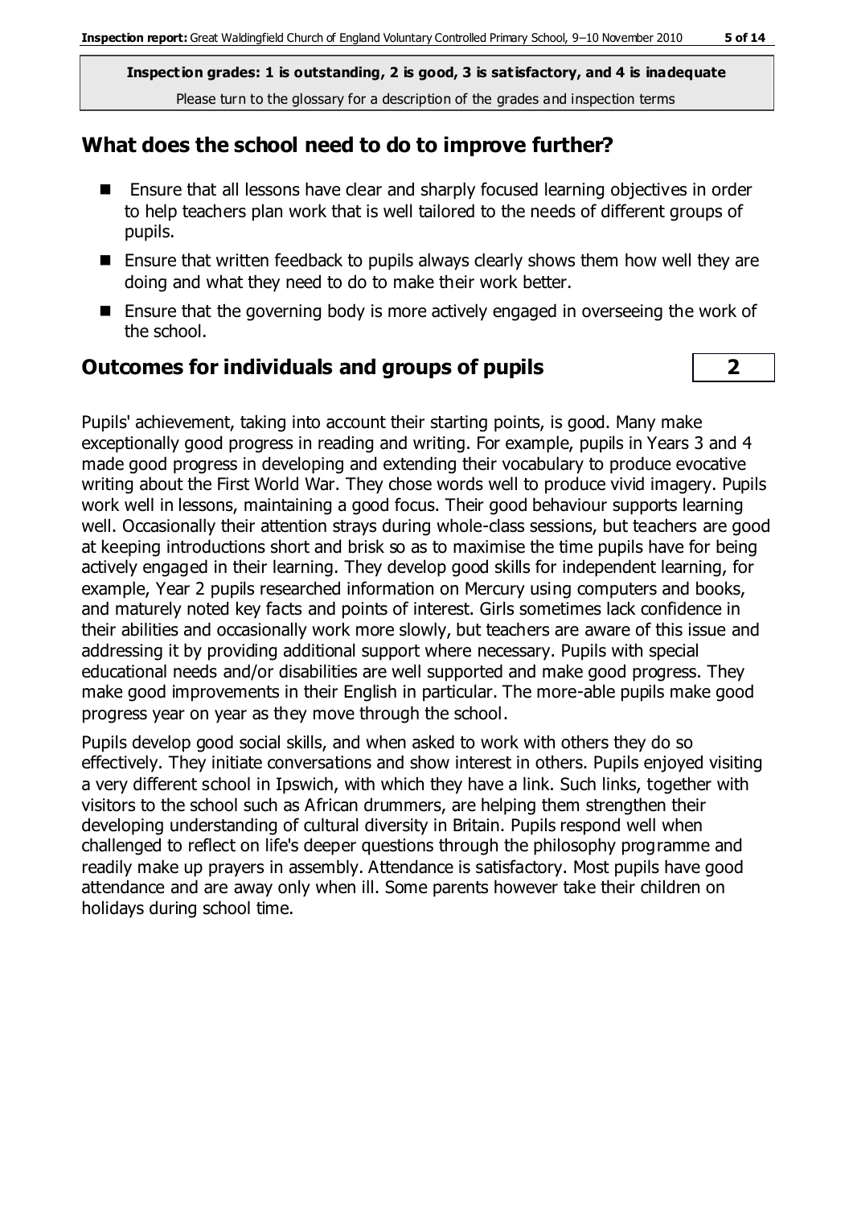**Inspection grades: 1 is outstanding, 2 is good, 3 is satisfactory, and 4 is inadequate**
Please turn to the glossary for a description of the grades and inspection terms

## What does the school need to do to improve further?

- Ensure that all lessons have clear and sharply focused learning objectives in order to help teachers plan work that is well tailored to the needs of different groups of pupils.
- Ensure that written feedback to pupils always clearly shows them how well they are doing and what they need to do to make their work better.
- Ensure that the governing body is more actively engaged in overseeing the work of the school.

## Outcomes for individuals and groups of pupils — 2

Pupils' achievement, taking into account their starting points, is good. Many make exceptionally good progress in reading and writing. For example, pupils in Years 3 and 4 made good progress in developing and extending their vocabulary to produce evocative writing about the First World War. They chose words well to produce vivid imagery. Pupils work well in lessons, maintaining a good focus. Their good behaviour supports learning well. Occasionally their attention strays during whole-class sessions, but teachers are good at keeping introductions short and brisk so as to maximise the time pupils have for being actively engaged in their learning. They develop good skills for independent learning, for example, Year 2 pupils researched information on Mercury using computers and books, and maturely noted key facts and points of interest. Girls sometimes lack confidence in their abilities and occasionally work more slowly, but teachers are aware of this issue and addressing it by providing additional support where necessary. Pupils with special educational needs and/or disabilities are well supported and make good progress. They make good improvements in their English in particular. The more-able pupils make good progress year on year as they move through the school.

Pupils develop good social skills, and when asked to work with others they do so effectively. They initiate conversations and show interest in others. Pupils enjoyed visiting a very different school in Ipswich, with which they have a link. Such links, together with visitors to the school such as African drummers, are helping them strengthen their developing understanding of cultural diversity in Britain. Pupils respond well when challenged to reflect on life's deeper questions through the philosophy programme and readily make up prayers in assembly. Attendance is satisfactory. Most pupils have good attendance and are away only when ill. Some parents however take their children on holidays during school time.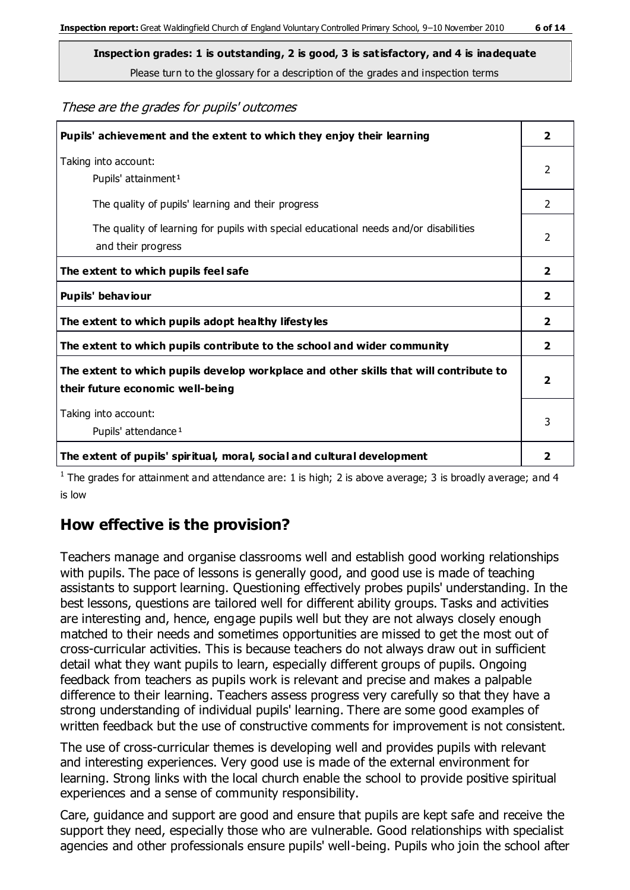**Inspection grades: 1 is outstanding, 2 is good, 3 is satisfactory, and 4 is inadequate**

Please turn to the glossary for a description of the grades and inspection terms

*These are the grades for pupils' outcomes*

| | |
|---|---|
| **Pupils' achievement and the extent to which they enjoy their learning** | **2** |
| Taking into account:<br>Pupils' attainment[1] | 2 |
| The quality of pupils' learning and their progress | 2 |
| The quality of learning for pupils with special educational needs and/or disabilities and their progress | 2 |
| **The extent to which pupils feel safe** | **2** |
| **Pupils' behaviour** | **2** |
| **The extent to which pupils adopt healthy lifestyles** | **2** |
| **The extent to which pupils contribute to the school and wider community** | **2** |
| **The extent to which pupils develop workplace and other skills that will contribute to their future economic well-being** | **2** |
| Taking into account:<br>Pupils' attendance[1] | 3 |
| **The extent of pupils' spiritual, moral, social and cultural development** | **2** |

[1] The grades for attainment and attendance are: 1 is high; 2 is above average; 3 is broadly average; and 4 is low

## How effective is the provision?

Teachers manage and organise classrooms well and establish good working relationships with pupils. The pace of lessons is generally good, and good use is made of teaching assistants to support learning. Questioning effectively probes pupils' understanding. In the best lessons, questions are tailored well for different ability groups. Tasks and activities are interesting and, hence, engage pupils well but they are not always closely enough matched to their needs and sometimes opportunities are missed to get the most out of cross-curricular activities. This is because teachers do not always draw out in sufficient detail what they want pupils to learn, especially different groups of pupils. Ongoing feedback from teachers as pupils work is relevant and precise and makes a palpable difference to their learning. Teachers assess progress very carefully so that they have a strong understanding of individual pupils' learning. There are some good examples of written feedback but the use of constructive comments for improvement is not consistent.

The use of cross-curricular themes is developing well and provides pupils with relevant and interesting experiences. Very good use is made of the external environment for learning. Strong links with the local church enable the school to provide positive spiritual experiences and a sense of community responsibility.

Care, guidance and support are good and ensure that pupils are kept safe and receive the support they need, especially those who are vulnerable. Good relationships with specialist agencies and other professionals ensure pupils' well-being. Pupils who join the school after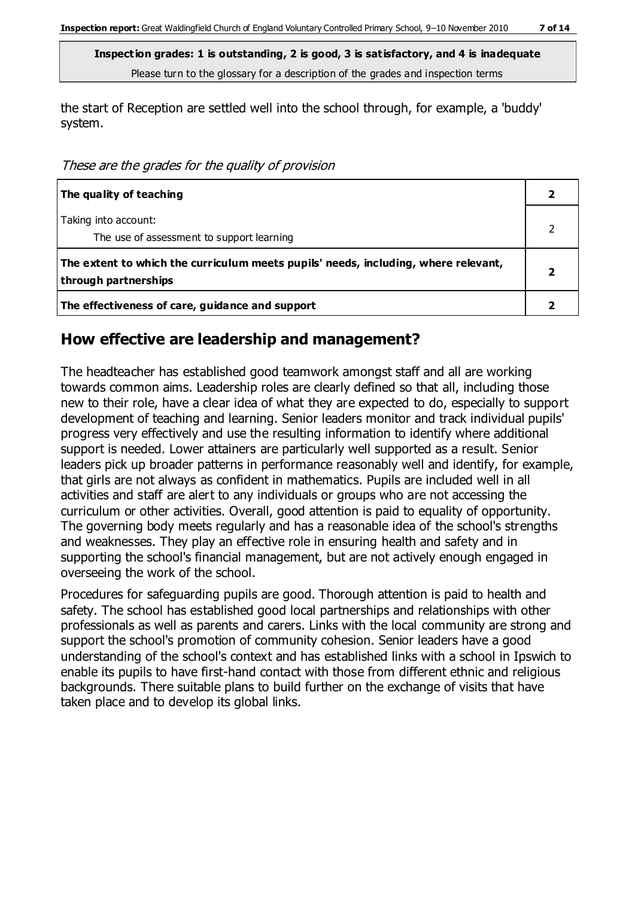**Inspection grades: 1 is outstanding, 2 is good, 3 is satisfactory, and 4 is inadequate**
Please turn to the glossary for a description of the grades and inspection terms

the start of Reception are settled well into the school through, for example, a 'buddy' system.

*These are the grades for the quality of provision*

| | |
|---|---|
| **The quality of teaching** | **2** |
| Taking into account:<br>The use of assessment to support learning | 2 |
| **The extent to which the curriculum meets pupils' needs, including, where relevant, through partnerships** | **2** |
| **The effectiveness of care, guidance and support** | **2** |

## How effective are leadership and management?

The headteacher has established good teamwork amongst staff and all are working towards common aims. Leadership roles are clearly defined so that all, including those new to their role, have a clear idea of what they are expected to do, especially to support development of teaching and learning. Senior leaders monitor and track individual pupils' progress very effectively and use the resulting information to identify where additional support is needed. Lower attainers are particularly well supported as a result. Senior leaders pick up broader patterns in performance reasonably well and identify, for example, that girls are not always as confident in mathematics. Pupils are included well in all activities and staff are alert to any individuals or groups who are not accessing the curriculum or other activities. Overall, good attention is paid to equality of opportunity. The governing body meets regularly and has a reasonable idea of the school's strengths and weaknesses. They play an effective role in ensuring health and safety and in supporting the school's financial management, but are not actively enough engaged in overseeing the work of the school.

Procedures for safeguarding pupils are good. Thorough attention is paid to health and safety. The school has established good local partnerships and relationships with other professionals as well as parents and carers. Links with the local community are strong and support the school's promotion of community cohesion. Senior leaders have a good understanding of the school's context and has established links with a school in Ipswich to enable its pupils to have first-hand contact with those from different ethnic and religious backgrounds. There suitable plans to build further on the exchange of visits that have taken place and to develop its global links.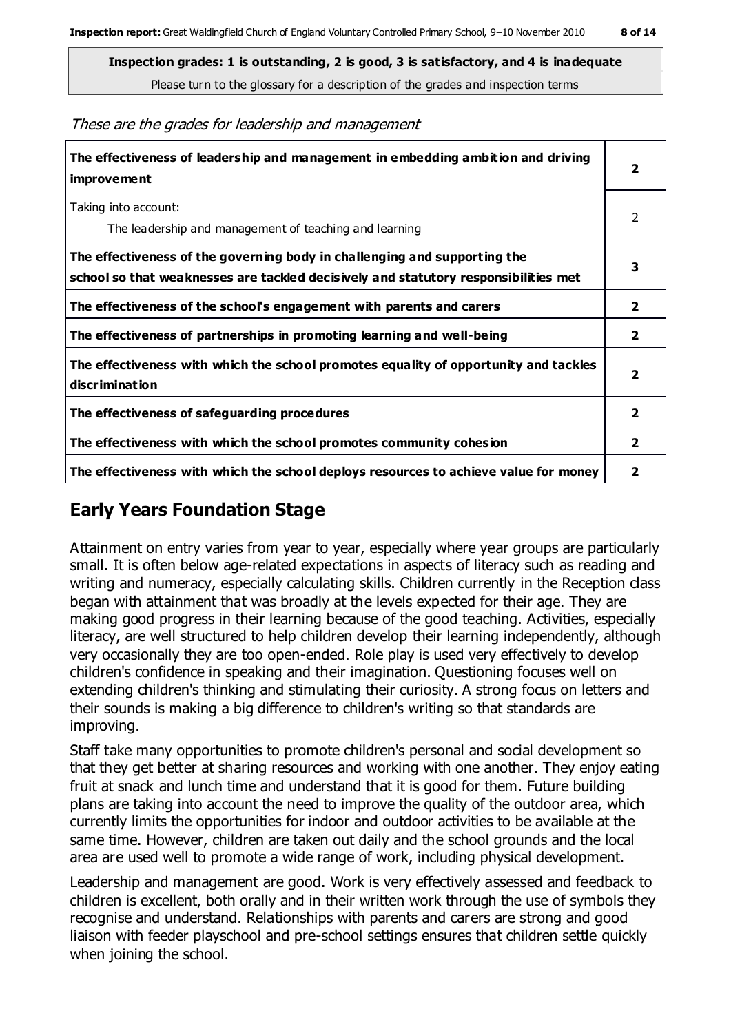**Inspection grades: 1 is outstanding, 2 is good, 3 is satisfactory, and 4 is inadequate**
Please turn to the glossary for a description of the grades and inspection terms

*These are the grades for leadership and management*

| | |
|---|---|
| **The effectiveness of leadership and management in embedding ambition and driving improvement** | **2** |
| Taking into account: The leadership and management of teaching and learning | 2 |
| **The effectiveness of the governing body in challenging and supporting the school so that weaknesses are tackled decisively and statutory responsibilities met** | **3** |
| **The effectiveness of the school's engagement with parents and carers** | **2** |
| **The effectiveness of partnerships in promoting learning and well-being** | **2** |
| **The effectiveness with which the school promotes equality of opportunity and tackles discrimination** | **2** |
| **The effectiveness of safeguarding procedures** | **2** |
| **The effectiveness with which the school promotes community cohesion** | **2** |
| **The effectiveness with which the school deploys resources to achieve value for money** | **2** |

## Early Years Foundation Stage

Attainment on entry varies from year to year, especially where year groups are particularly small. It is often below age-related expectations in aspects of literacy such as reading and writing and numeracy, especially calculating skills. Children currently in the Reception class began with attainment that was broadly at the levels expected for their age. They are making good progress in their learning because of the good teaching. Activities, especially literacy, are well structured to help children develop their learning independently, although very occasionally they are too open-ended. Role play is used very effectively to develop children's confidence in speaking and their imagination. Questioning focuses well on extending children's thinking and stimulating their curiosity. A strong focus on letters and their sounds is making a big difference to children's writing so that standards are improving.

Staff take many opportunities to promote children's personal and social development so that they get better at sharing resources and working with one another. They enjoy eating fruit at snack and lunch time and understand that it is good for them. Future building plans are taking into account the need to improve the quality of the outdoor area, which currently limits the opportunities for indoor and outdoor activities to be available at the same time. However, children are taken out daily and the school grounds and the local area are used well to promote a wide range of work, including physical development.

Leadership and management are good. Work is very effectively assessed and feedback to children is excellent, both orally and in their written work through the use of symbols they recognise and understand. Relationships with parents and carers are strong and good liaison with feeder playschool and pre-school settings ensures that children settle quickly when joining the school.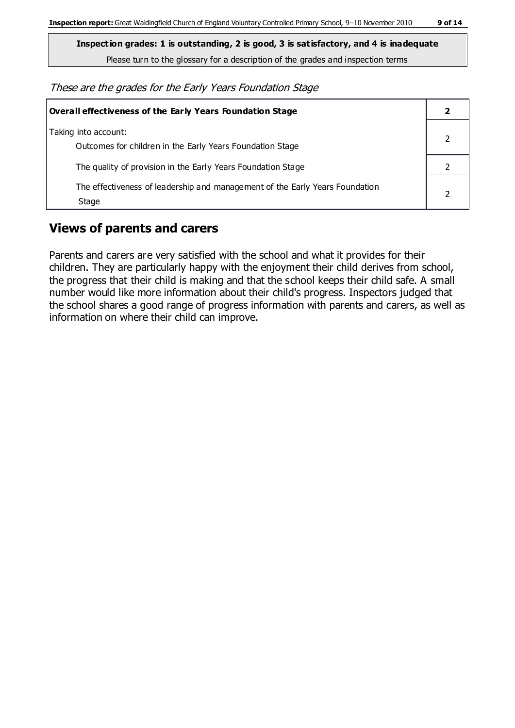**Inspection grades: 1 is outstanding, 2 is good, 3 is satisfactory, and 4 is inadequate**

Please turn to the glossary for a description of the grades and inspection terms

*These are the grades for the Early Years Foundation Stage*

| **Overall effectiveness of the Early Years Foundation Stage** | **2** |
|---|---|
| Taking into account: Outcomes for children in the Early Years Foundation Stage | 2 |
| The quality of provision in the Early Years Foundation Stage | 2 |
| The effectiveness of leadership and management of the Early Years Foundation Stage | 2 |

## Views of parents and carers

Parents and carers are very satisfied with the school and what it provides for their children. They are particularly happy with the enjoyment their child derives from school, the progress that their child is making and that the school keeps their child safe. A small number would like more information about their child's progress. Inspectors judged that the school shares a good range of progress information with parents and carers, as well as information on where their child can improve.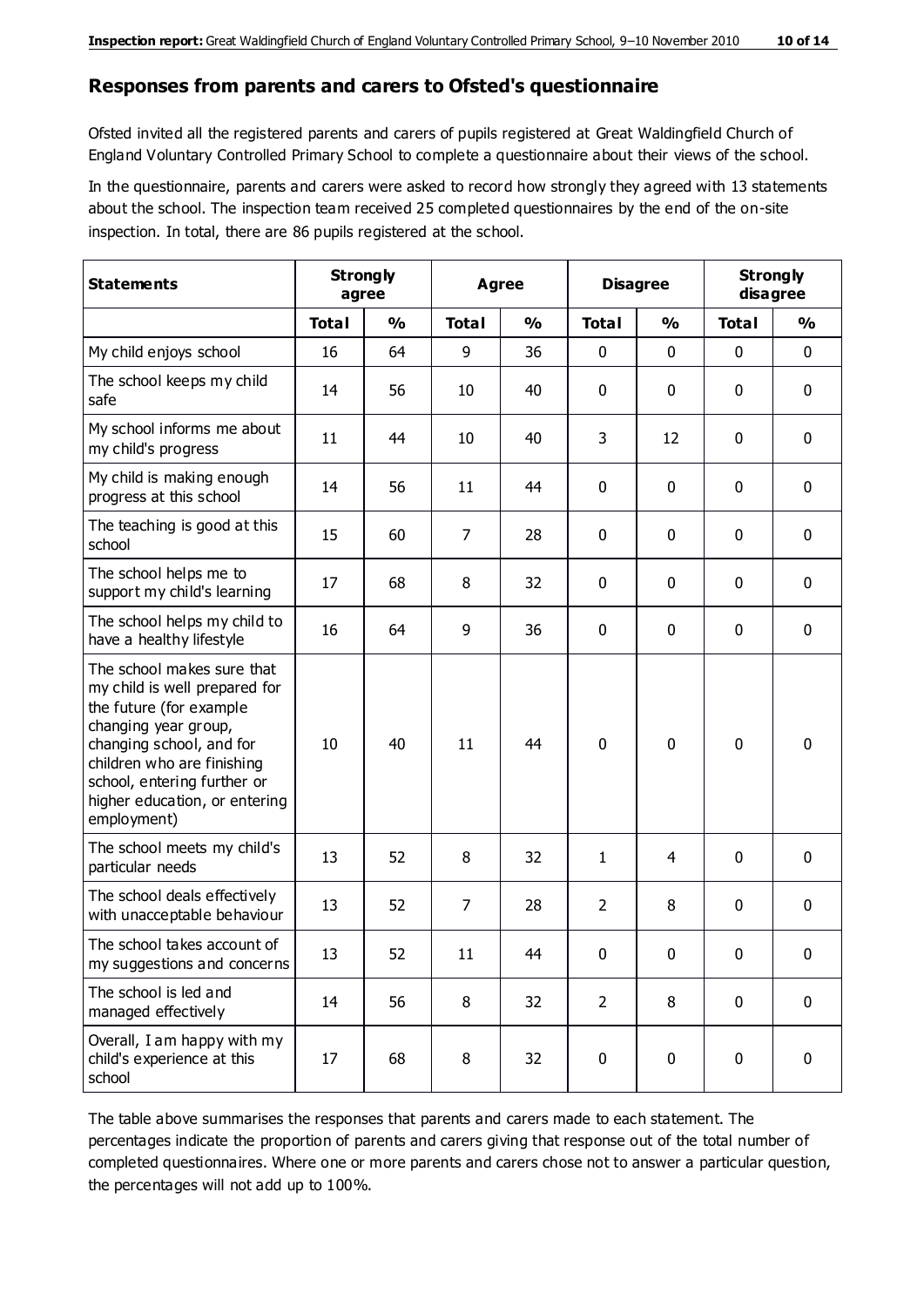## Responses from parents and carers to Ofsted's questionnaire

Ofsted invited all the registered parents and carers of pupils registered at Great Waldingfield Church of England Voluntary Controlled Primary School to complete a questionnaire about their views of the school.

In the questionnaire, parents and carers were asked to record how strongly they agreed with 13 statements about the school. The inspection team received 25 completed questionnaires by the end of the on-site inspection. In total, there are 86 pupils registered at the school.

| Statements | Strongly agree | | Agree | | Disagree | | Strongly disagree | |
|---|---|---|---|---|---|---|---|---|
| | Total | % | Total | % | Total | % | Total | % |
| My child enjoys school | 16 | 64 | 9 | 36 | 0 | 0 | 0 | 0 |
| The school keeps my child safe | 14 | 56 | 10 | 40 | 0 | 0 | 0 | 0 |
| My school informs me about my child's progress | 11 | 44 | 10 | 40 | 3 | 12 | 0 | 0 |
| My child is making enough progress at this school | 14 | 56 | 11 | 44 | 0 | 0 | 0 | 0 |
| The teaching is good at this school | 15 | 60 | 7 | 28 | 0 | 0 | 0 | 0 |
| The school helps me to support my child's learning | 17 | 68 | 8 | 32 | 0 | 0 | 0 | 0 |
| The school helps my child to have a healthy lifestyle | 16 | 64 | 9 | 36 | 0 | 0 | 0 | 0 |
| The school makes sure that my child is well prepared for the future (for example changing year group, changing school, and for children who are finishing school, entering further or higher education, or entering employment) | 10 | 40 | 11 | 44 | 0 | 0 | 0 | 0 |
| The school meets my child's particular needs | 13 | 52 | 8 | 32 | 1 | 4 | 0 | 0 |
| The school deals effectively with unacceptable behaviour | 13 | 52 | 7 | 28 | 2 | 8 | 0 | 0 |
| The school takes account of my suggestions and concerns | 13 | 52 | 11 | 44 | 0 | 0 | 0 | 0 |
| The school is led and managed effectively | 14 | 56 | 8 | 32 | 2 | 8 | 0 | 0 |
| Overall, I am happy with my child's experience at this school | 17 | 68 | 8 | 32 | 0 | 0 | 0 | 0 |

The table above summarises the responses that parents and carers made to each statement. The percentages indicate the proportion of parents and carers giving that response out of the total number of completed questionnaires. Where one or more parents and carers chose not to answer a particular question, the percentages will not add up to 100%.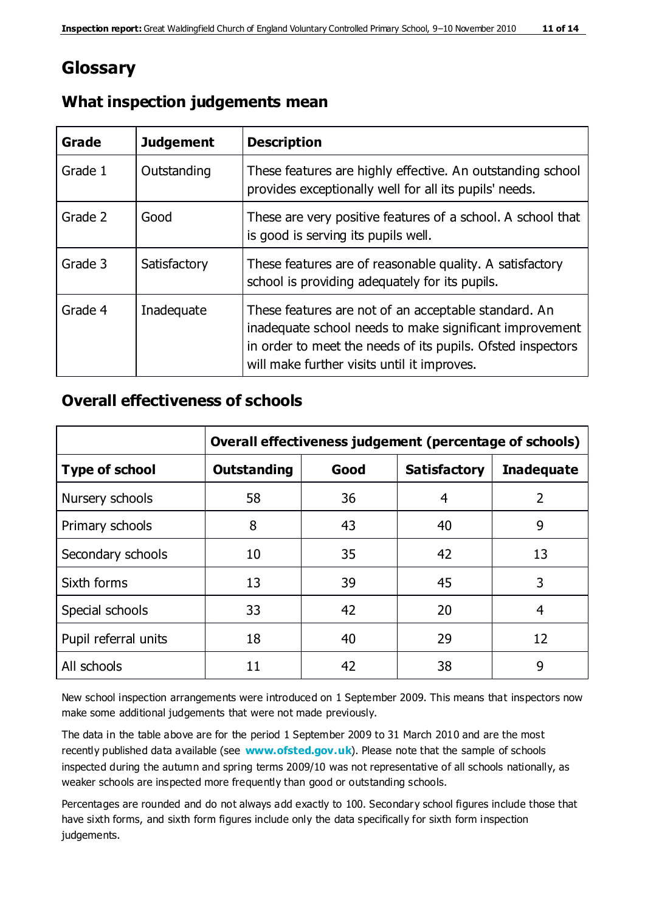# Glossary

## What inspection judgements mean

| Grade | Judgement | Description |
|---|---|---|
| Grade 1 | Outstanding | These features are highly effective. An outstanding school provides exceptionally well for all its pupils' needs. |
| Grade 2 | Good | These are very positive features of a school. A school that is good is serving its pupils well. |
| Grade 3 | Satisfactory | These features are of reasonable quality. A satisfactory school is providing adequately for its pupils. |
| Grade 4 | Inadequate | These features are not of an acceptable standard. An inadequate school needs to make significant improvement in order to meet the needs of its pupils. Ofsted inspectors will make further visits until it improves. |

## Overall effectiveness of schools

| | Overall effectiveness judgement (percentage of schools) | | | |
|---|---|---|---|---|
| **Type of school** | **Outstanding** | **Good** | **Satisfactory** | **Inadequate** |
| Nursery schools | 58 | 36 | 4 | 2 |
| Primary schools | 8 | 43 | 40 | 9 |
| Secondary schools | 10 | 35 | 42 | 13 |
| Sixth forms | 13 | 39 | 45 | 3 |
| Special schools | 33 | 42 | 20 | 4 |
| Pupil referral units | 18 | 40 | 29 | 12 |
| All schools | 11 | 42 | 38 | 9 |

New school inspection arrangements were introduced on 1 September 2009. This means that inspectors now make some additional judgements that were not made previously.

The data in the table above are for the period 1 September 2009 to 31 March 2010 and are the most recently published data available (see **www.ofsted.gov.uk**). Please note that the sample of schools inspected during the autumn and spring terms 2009/10 was not representative of all schools nationally, as weaker schools are inspected more frequently than good or outstanding schools.

Percentages are rounded and do not always add exactly to 100. Secondary school figures include those that have sixth forms, and sixth form figures include only the data specifically for sixth form inspection judgements.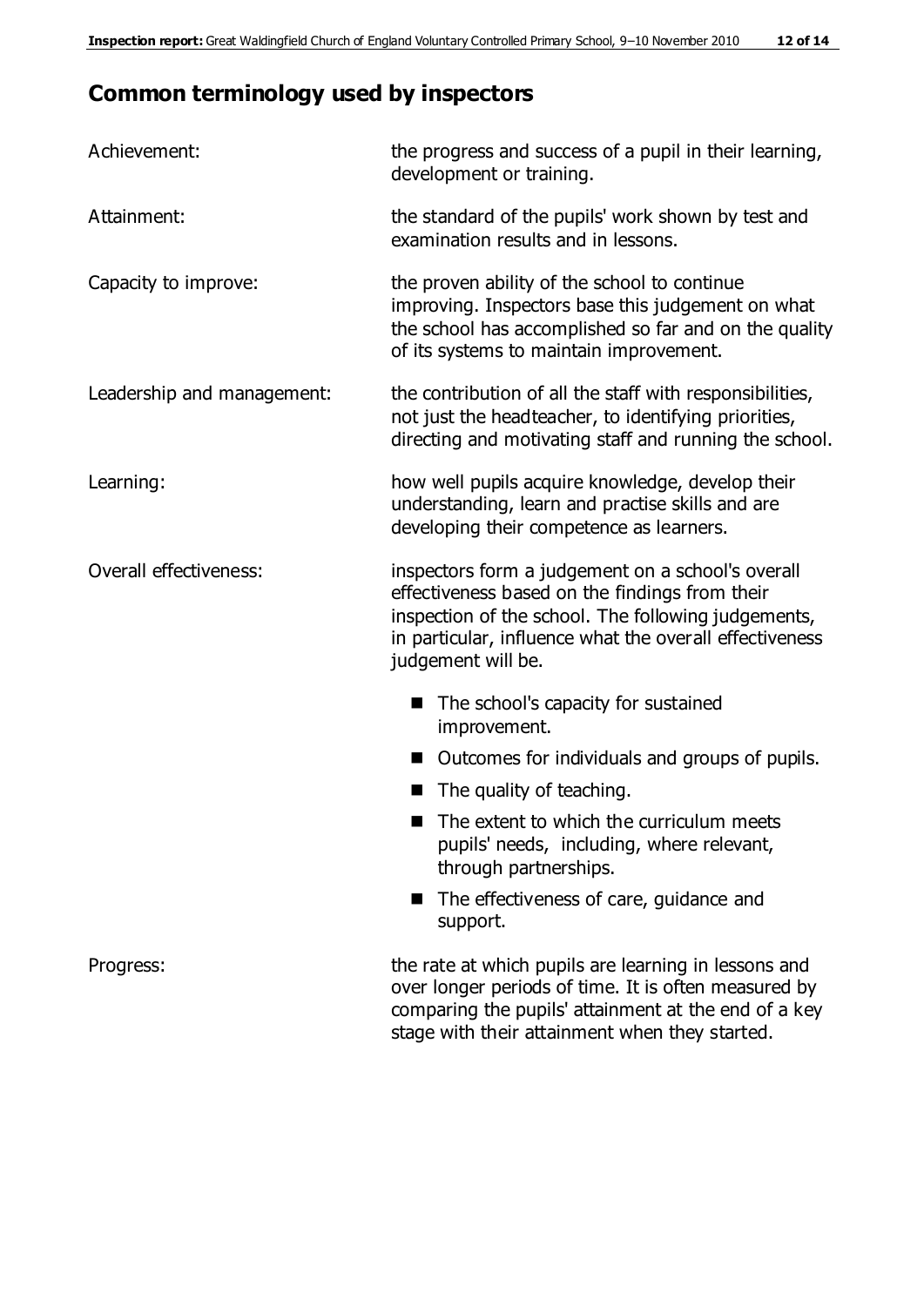## Common terminology used by inspectors

| | |
|---|---|
| Achievement: | the progress and success of a pupil in their learning, development or training. |
| Attainment: | the standard of the pupils' work shown by test and examination results and in lessons. |
| Capacity to improve: | the proven ability of the school to continue improving. Inspectors base this judgement on what the school has accomplished so far and on the quality of its systems to maintain improvement. |
| Leadership and management: | the contribution of all the staff with responsibilities, not just the headteacher, to identifying priorities, directing and motivating staff and running the school. |
| Learning: | how well pupils acquire knowledge, develop their understanding, learn and practise skills and are developing their competence as learners. |
| Overall effectiveness: | inspectors form a judgement on a school's overall effectiveness based on the findings from their inspection of the school. The following judgements, in particular, influence what the overall effectiveness judgement will be. <br>■ The school's capacity for sustained improvement.<br>■ Outcomes for individuals and groups of pupils.<br>■ The quality of teaching.<br>■ The extent to which the curriculum meets pupils' needs, including, where relevant, through partnerships.<br>■ The effectiveness of care, guidance and support. |
| Progress: | the rate at which pupils are learning in lessons and over longer periods of time. It is often measured by comparing the pupils' attainment at the end of a key stage with their attainment when they started. |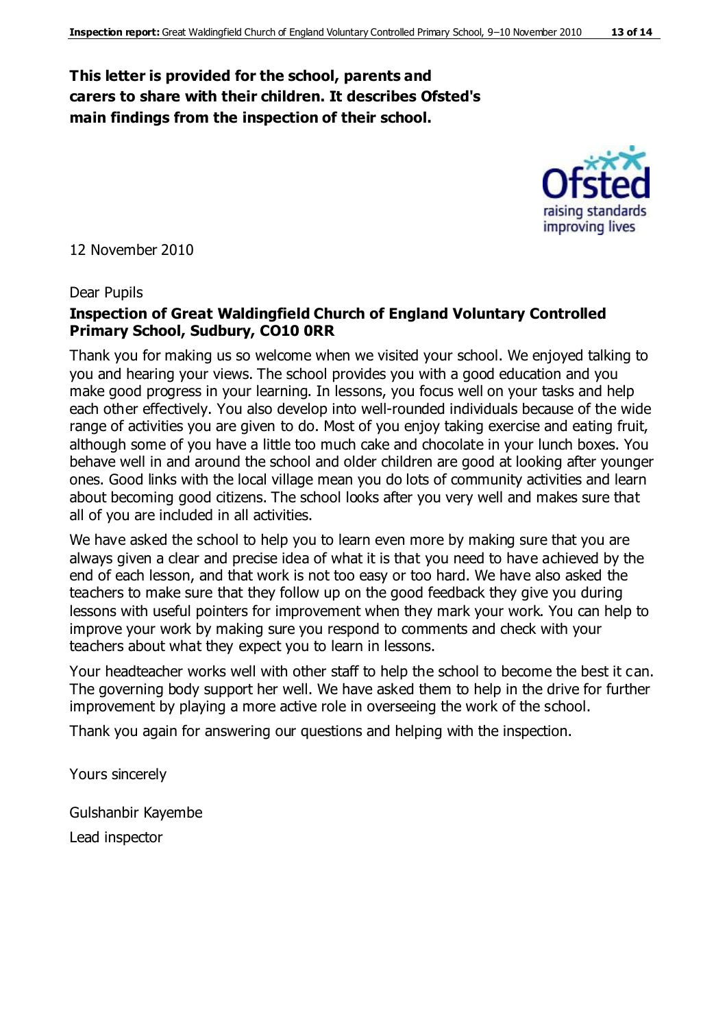**This letter is provided for the school, parents and carers to share with their children. It describes Ofsted's main findings from the inspection of their school.**

12 November 2010

Dear Pupils

**Inspection of Great Waldingfield Church of England Voluntary Controlled Primary School, Sudbury, CO10 0RR**

Thank you for making us so welcome when we visited your school. We enjoyed talking to you and hearing your views. The school provides you with a good education and you make good progress in your learning. In lessons, you focus well on your tasks and help each other effectively. You also develop into well-rounded individuals because of the wide range of activities you are given to do. Most of you enjoy taking exercise and eating fruit, although some of you have a little too much cake and chocolate in your lunch boxes. You behave well in and around the school and older children are good at looking after younger ones. Good links with the local village mean you do lots of community activities and learn about becoming good citizens. The school looks after you very well and makes sure that all of you are included in all activities.

We have asked the school to help you to learn even more by making sure that you are always given a clear and precise idea of what it is that you need to have achieved by the end of each lesson, and that work is not too easy or too hard. We have also asked the teachers to make sure that they follow up on the good feedback they give you during lessons with useful pointers for improvement when they mark your work. You can help to improve your work by making sure you respond to comments and check with your teachers about what they expect you to learn in lessons.

Your headteacher works well with other staff to help the school to become the best it can. The governing body support her well. We have asked them to help in the drive for further improvement by playing a more active role in overseeing the work of the school.

Thank you again for answering our questions and helping with the inspection.

Yours sincerely

Gulshanbir Kayembe

Lead inspector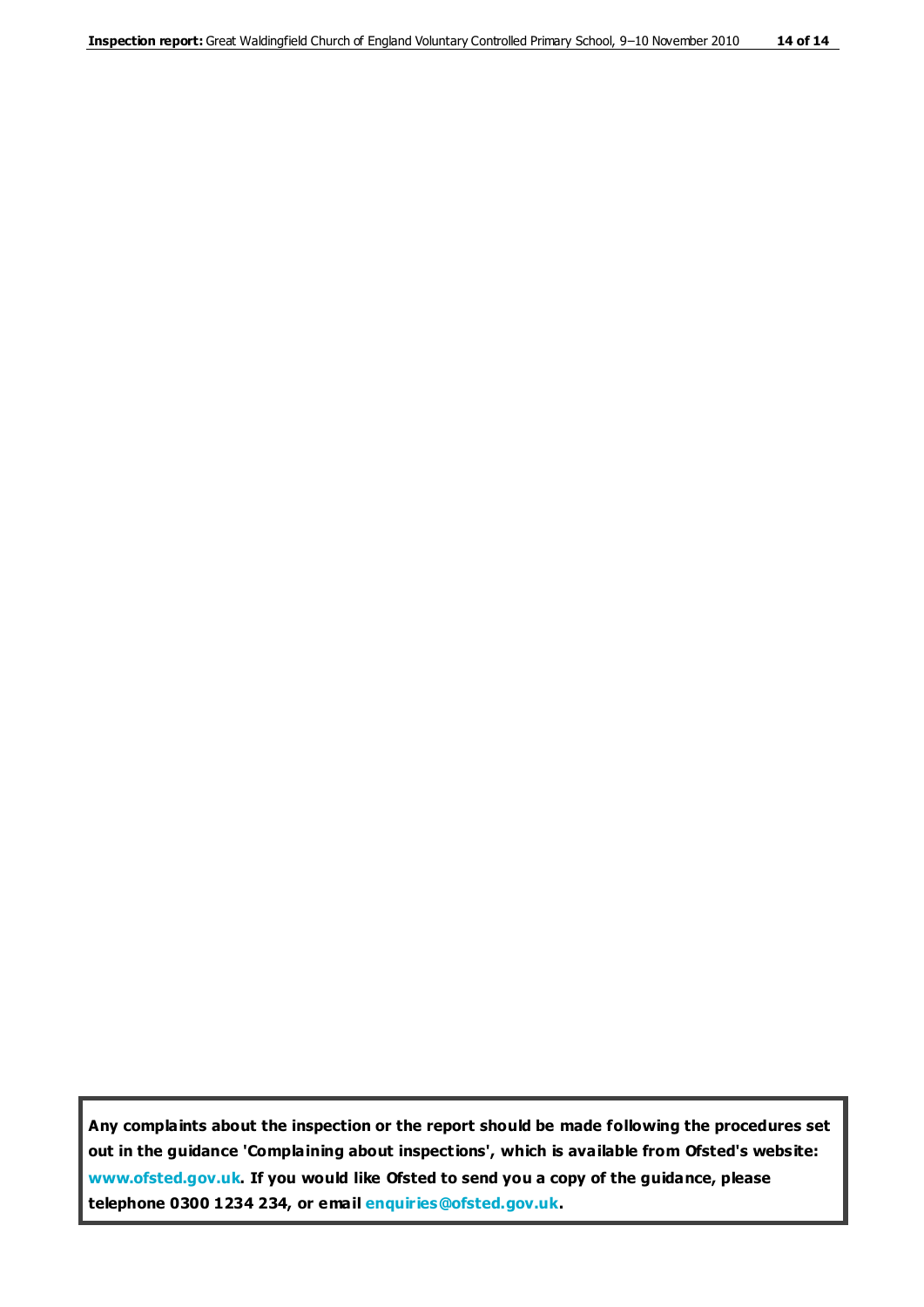**Any complaints about the inspection or the report should be made following the procedures set out in the guidance 'Complaining about inspections', which is available from Ofsted's website: www.ofsted.gov.uk. If you would like Ofsted to send you a copy of the guidance, please telephone 0300 1234 234, or email enquiries@ofsted.gov.uk.**